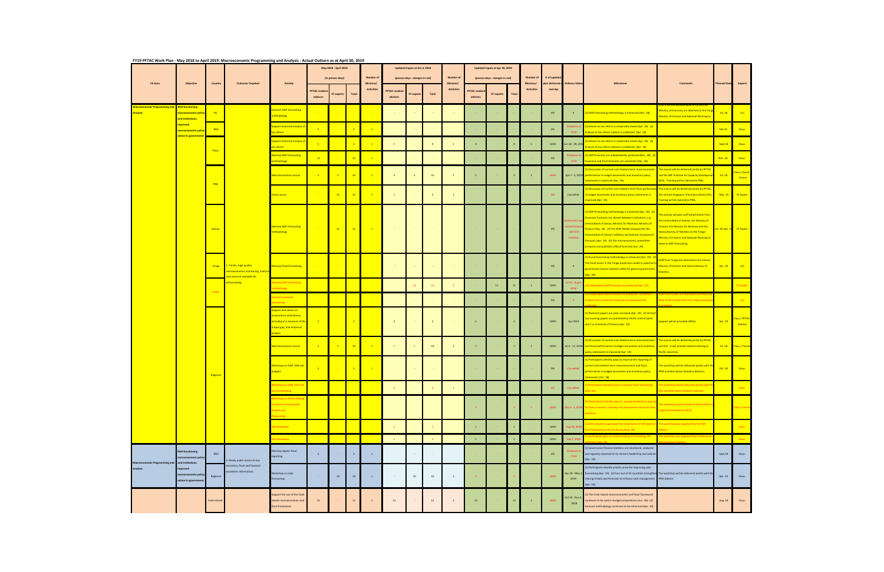# FY19 PFTAC Work Plan - May 2018 to April 2019: Macroeconomic Programming and Analysis - Actual Outturn as at April 30, 2019

| TA Area | Objective | Country | Outcome Targeted | Activity | May 2018 - April 2019 (in person-days) | | | Number of Missions/ Activities | Updated Inputs at Oct 3, 2018 (person-days - changes in red) | | | Number of Missions/ Activities | Updated Inputs at Apr 30, 2019 (person-days - changes in red) | | | Number of Missions/ Activities | % of updated plan delivered end-Apr | Delivery Status | Milestones | Comments | Planned Date | Experts |
|---|---|---|---|---|---|---|---|---|---|---|---|---|---|---|---|---|---|---|---|---|---|---|
| | | | | | PFTAC resident advisors | ST experts | Total | | PFTAC resident advisors | ST experts | Total | | PFTAC resident advisors | ST experts | Total | | | | | | | |
| Macroeconomic Programming and Analysis | Well functioning macroeconomic policy and institutions: improved macroeconomic policy advice to government | Fiji | 1. Timely, high quality macroeconomic monitoring, analysis and research available for policymaking. | Enhance GDP forecasting methodology | - | - | - | - | - | - | - | - | - | - | - | - | 0% | 0 | (1) GDP forecasting methodology is enhanced (Dec. 18). | Staff from the Reserve Bank of Fiji and the Ministry of Economy are attached to the Tonga Ministry of Finance and National Planning to... | Jul. 18 | n/a |
| | | RMI | | Support empirical analysis of tax reform | 5 | - | 5 | 1 | - | - | - | - | - | - | - | - | 0% | Postponed to FY20 | (1) Advice on tax reform is empirically based (Apr. 19). (2) Analysis of tax reform options is published (Apr. 19). | | Feb.19 | Claus |
| | | Palau | | Support empirical analysis of tax reform | 5 | - | 5 | 1 | 9 | - | 9 | 1 | 9 | - | 9 | 1 | 100% | Jun 18 - 28, 2018 | (1) Advice on tax reform is empirically based (Apr. 19). (2) Analysis of tax reform options is published (Apr. 19). | | Sept 18 | Claus |
| | | Palau | | Develop GDP forecasting methodology | 12 | - | 12 | 1 | - | - | - | - | - | - | - | - | 0% | Postponed to FY20 | (1) GDP forecasts are independently produced (Dec. 18). (2) Economic and fiscal forecasts are consistent (Dec. 18). | | Nov. 18 | Claus |
| | | PNG | | Macroeconomics course | 5 | 5 | 10 | 1 | 5 | 5 | 10 | 1 | 5 | - | 5 | 1 | 100% | Apr 1 - 5, 2019 | (1) Discussion of current and medium-term macroeconomic performance in budget documents and monetary policy statements is improved (Apr. 19). | The course will be delivered jointly by PFTAC and the IMF Institute for Capacity Development (ICD). Training will be tailored to PNG. | Jul. 18 | Claus / David Tanner |
| | | PNG | | Fiscal course | - | 12 | 12 | 1 | 5 | - | 5 | 1 | - | - | - | - | 0% | Cancelled | (1) Discussion of current and medium-term fiscal performance in budget documents and monetary policy statements is improved (Apr. 19). | The course will be delivered jointly by PFTAC, ICD and the Singapore Training Institute (STI). Training will be tailored to PNG. | Mar. 19 | ST Expert |
| | | Samoa | | Develop GDP forecasting methodology | - | 21 | 21 | 1 | - | - | - | - | - | - | - | - | 0% | Authorities have moved forward with the initiative | (1) GDP forecasting methodology is enhanced (Apr. 19). (2) Economic forecasts are shared between institutions, e.g. Central Bank of Samoa, Ministry for Revenue, Ministry of Finance (Sep. 18). (3) The SGRF Model incorporates the Central Bank of Samoa's inflation and balance of payments' forecasts (Apr. 19). (5) The macroeconomic committee produces and publishes official forecasts (Jun. 20). | The activity includes staff attachments from the Central Bank of Samoa, the Ministry of Finance, the Ministry for Revenue and the Samoa Bureau of Statistics to the Tonga Ministry of Finance and National Planning to observe GDP forecasting. | Jul. 18, Apr. 19 | ST Expert |
| | | Tonga | | Develop fiscal forecasting | - | - | - | - | - | - | - | - | - | - | - | - | 0% | 0 | (1) Fiscal forecasting methodology is enhanced (Apr. 19). (2) The fiscal sector in the Tonga projection model is reported in government finance statistics (GFS) for general government (Apr. 20). | Staff from Tonga are attached to the Samoa Ministry of Finance and Samoa Bureau of Statistics | Apr. 19 | n/a |
| | | Tuvalu | | Develop GDP forecasting methodology | | | | | - | 11 | 11 | 1 | - | 11 | 11 | 1 | 100% | Jul 26 - Aug 5, 2018 | (1) Independent GDP forecasts are produced (Apr. 19). | | | ST Expert |
| | | Tuvalu | | Enhance economic forecasting | | | | | - | - | - | - | - | - | - | - | 0% | 0 | (1) Independent GDP forecasts are produced. (2) Official medium-term economic forecasts are produced and published. | Staff from Tuvalu are attached to the Reserve Bank of Fiji to learn from Fiji's Macroeconomic... | | n/a |
| | | Regional | | Support and advice on econometric estimations, including of a measure of the output gap, and empirical analysis | 5 | - | 5 | - | 5 | - | 5 | - | 5 | - | 5 | - | 100% | Apr 2019 | (1) Research papers are peer reviewed (Apr. 19). (2) At least two working papers are published by Pacific central banks and / or ministries of finance (Apr. 19). | Support will be provided offsite. | Apr. 19 | Claus / PFTAC Advisor |
| | | Regional | | Macroeconomics course | 5 | 5 | 10 | 1 | 7 | 7 | 14 | 1 | 7 | - | 7 | 1 | 100% | Jul 9 - 17, 2018 | (1) Discussion of current and medium-term macroeconomic and fiscal performance in budget documents and monetary policy statements is improved (Apr. 19). | The course will be delivered jointly by PFTAC and ICD. It will provide tailored training to Pacific countries. | Jul. 18 | Claus / Tanner |
| | | Regional | | Workshop on GDP, GNI and budgets | 5 | - | 5 | 1 | - | - | - | - | - | - | - | - | 0% | Cancelled | (1) Participants identify ways to improve the reporting of current and medium-term macroeconomic and fiscal performance in budget documents and monetary policy statements (Oct. 18). | The workshop will be delivered jointly with the PFM and Real Sector Statistics Advisors. | Oct. 18 | Claus |
| | | Regional | | Workshop on GDP, GFS and fiscal forecasting | | | | | 5 | - | 5 | 1 | - | - | - | - | 0% | Cancelled | (1) Participants identify ways to improve fiscal forecasting (Feb. 19). | The workshop will be delivered jointly with the GFS and Real Sector Statistics Advisors. | | Claus |
| | | Regional | | Workshop on Policy Making to Influence Sustainable Growth and Productivity | | | | | | | | | 3 | - | 3 | 1 | 100% | Dec 3 - 5, 2018 | (1) Participants identify ways to expand productive capacity for their countries / develop risk assessment matrix for their countries | The workshop jointly delivered with Institute for Capacity Development (ICD) | | Claus / Tanner |
| | | Regional | | GFS Workshop | | | | | 1 | - | 1 | | 1 | - | 1 | | 100% | Aug 20, 2018 | (1) GFS compilers appreciate the importance of GFS data for fiscal forecasting and monitoring (Aug. 18). | The workshop was organized by the GFS Advisor. | | Claus |
| | | Regional | | VAT Workshop | | | | | 1 | - | 1 | | 1 | - | 1 | | 100% | Sep 7, 2018 | (1) Participants gain an understanding of estimating VAT collection (Sep. 18). | The workshop was organized by the Revenue Administration Advisor. | | Claus |
| Macroeconomic Programming and Analysis | Well functioning macroeconomic policy and institutions: improved macroeconomic policy advice to government | RMI | 2. Ready public access to key monetary, fiscal and financial soundness information. | Develop regular fiscal reporting | 5 | - | 5 | 1 | - | - | - | - | - | - | - | - | 0% | Postponed to FY20 | (1) Government finance statistics are monitored, analyzed and regularly reported on to ministry leadership and cabinet (Apr. 19). | | Sept 18 | Claus |
| | | Regional | | Workshop on cash forecasting | - | 10 | 10 | 1 | - | 10 | 10 | 1 | 5 | - | 5 | | 100% | Apr 29 - May 3, 2019 | (1) Participants identify priority areas for improving cash forecasting (Apr. 19). (2) Four out of 16 countries strengthen sharing of data and forecasts to enhance cash management (Apr. 19). | The workshop will be delivered jointly with the PFM Advisor. | Apr. 19 | Claus |
| | | Cook Islands | | Support the use of the Cook Islands macroeconomic and fiscal framework | 12 | - | 12 | 1 | 12 | - | 12 | 1 | 12 | - | 12 | 1 | 100% | Oct 29 - Nov 9, 2018 | (1) The Cook Islands macroeconomic and fiscal framework continues to be used in budget preparations (Jun. 18). (2) Forecast methodology continues to be enhanced (Apr. 19). | | Aug. 18 | Claus |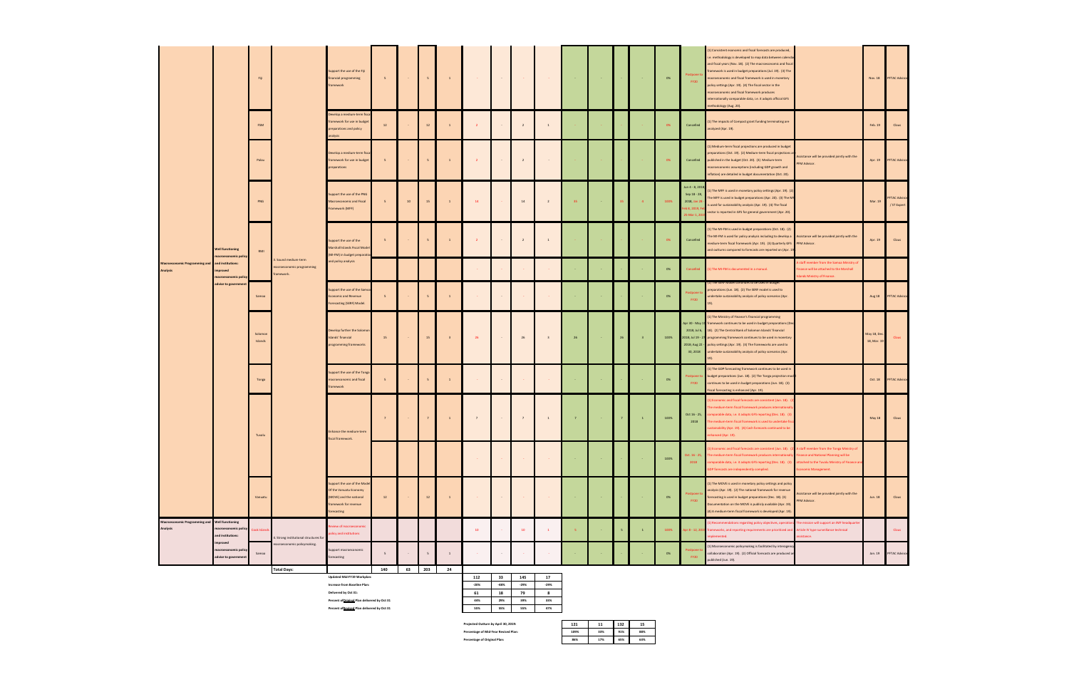| | | | | | | | | | | | | | | | | | | | | | | |
|---|---|---|---|---|---|---|---|---|---|---|---|---|---|---|---|---|---|---|---|---|---|---|
| Macroeconomic Programming and Analysis | Well functioning macroeconomic policy and institutions: improved macroeconomic policy advice to government | Fiji | 5. Sound medium-term macroeconomic programming framework. | Support the use of the Fiji financial programming framework. | 5 | - | 5 | 1 | - | - | - | - | - | - | - | - | 0% | Postpone to FY20 | (1) Consistent economic and fiscal forecasts are produced, i.e. methodology is developed to map data between calendar and fiscal years (Nov. 18). (2) The macroeconomic and fiscal framework is used in budget preparations (Jul. 19). (3) The macroeconomic and fiscal framework is used in monetary policy settings (Apr. 19). (4) The fiscal sector in the macroeconomic and fiscal framework produces internationally comparable data, i.e. it adopts official GFS methodology (Aug. 20). | | Nov. 18 | PFTAC Advisor |
| | | FSM | | Develop a medium-term fiscal framework for use in budget preparations and policy analysis | 12 | - | 12 | 1 | 2 | - | 2 | 1 | - | - | - | - | 0% | Cancelled | (1) The impacts of Compact grant funding terminating are analyzed (Apr. 19). | | Feb. 19 | Claus |
| | | Palau | | Develop a medium-term fiscal framework for use in budget preparations | 5 | - | 5 | 1 | 2 | - | 2 | - | - | - | - | - | 0% | Cancelled | (1) Medium-term fiscal projections are produced in budget preparations (Oct. 19). (2) Medium-term fiscal projections are published in the budget (Oct. 20). (3) Medium-term macroeconomic assumptions (including GDP growth and inflation) are detailed in budget documentation (Oct. 20). | Assistance will be provided jointly with the PFM Advisor. | Apr. 19 | PFTAC Advisor |
| | | PNG | | Support the use of the PNG Macroeconomic and Fiscal Framework (MFF) | 5 | 10 | 15 | 1 | 14 | - | 14 | 2 | 35 | - | 35 | 4 | 100% | Jun 4 - 8, 2018; Sep 18 - 28, 2018; Jan 28 - Feb 8, 2019; Feb 25-Mar 1, 2019 | (1) The MFF is used in monetary policy settings (Apr. 19). (2) The MFF is used in budget preparations (Apr. 18). (3) The MFF is used for sustainability analysis (Apr. 19). (4) The fiscal sector is reported in GFS for general government (Apr. 20). | | Mar. 19 | PFTAC Advisor / ST Expert |
| | | RMI | | Support the use of the Marshall Islands Fiscal Model (MI-FM) in budget preparations and policy analysis | 5 | - | 5 | 1 | 2 | - | 2 | 1 | - | - | - | - | 0% | Cancelled | (1) The MI-FM is used in budget preparations (Oct. 18). (2) The MI-FM is used for policy analysis including to develop a medium-term fiscal framework (Apr. 19). (3) Quarterly GFS and outturns compared to forecasts are reported on (Apr. 19). | Assistance will be provided jointly with the PFM Advisor. | Apr. 19 | Claus |
| | | | | | | | | | - | - | - | - | - | - | - | - | 0% | Cancelled | (1) The MI-FM is documented in a manual. | A staff member from the Samoa Ministry of Finance will be attached to the Marshall Islands Ministry of Finance. | | |
| | | Samoa | | Support the use of the Samoa Economic and Revenue Forecasting (SERF) Model | 5 | - | 5 | 1 | - | - | - | - | - | - | - | - | 0% | Postpone to FY20 | (1) The SERF model continues to be used in budget preparations (Jun. 18). (2) The SERF model is used to undertake sustainability analysis of policy scenarios (Apr. 19). | | Aug 18 | PFTAC Advisor |
| | | Solomon Islands | | Develop further the Solomon Islands' financial programming frameworks | 15 | - | 15 | 3 | 26 | - | 26 | 3 | 26 | - | 26 | 3 | 100% | Apr 30 - May 11 2018; Jul 4-18, 2018; Jul 29 - 27 2018; Aug 22 - 30, 2018 | (1) The Ministry of Finance's financial programming framework continues to be used in budget preparations (Dec. 18). (2) The Central Bank of Solomon Islands' financial programming framework continues to be used in monetary policy settings (Apr. 19). (3) The frameworks are used to undertake sustainability analysis of policy scenarios (Apr. 19). | | May 18, Dec. 18, Mar. 19 | Claus |
| | | Tonga | | Support the use of the Tonga macroeconomic and fiscal framework | 5 | - | 5 | 1 | - | - | - | - | - | - | - | - | 0% | Postpone to FY20 | (1) The GDP forecasting framework continues to be used in budget preparations (Jun. 18). (2) The Tonga projection model continues to be used in budget preparations (Jun. 18). (3) Fiscal forecasting is enhanced (Apr. 19). | | Oct. 18 | PFTAC Advisor |
| | | Tuvalu | | Enhance the medium-term fiscal framework. | 7 | - | 7 | 1 | 7 | - | 7 | 1 | 7 | - | 7 | 1 | 100% | Oct 16 - 25, 2018 | (1) Economic and fiscal forecasts are consistent (Jun. 18). (2) The medium-term fiscal framework produces internationally comparable data, i.e. it adopts GFS reporting (Dec. 18). (3) The medium-term fiscal framework is used to undertake fiscal sustainability (Apr. 19). (4) Cash forecasts continued to be enhanced (Apr. 19). | | May 18 | Claus |
| | | | | | | | | | - | - | - | - | - | - | - | - | 100% | Oct 16 - 25, 2018 | (1) Economic and fiscal forecasts are consistent (Jun. 18). (2) The medium-term fiscal framework produces internationally comparable data, i.e. it adopts GFS reporting (Dec. 18). (3) GDP forecasts are independently compiled. | A staff member from the Tonga Ministry of Finance and National Planning will be attached to the Tuvalu Ministry of Finance and Economic Management. | | |
| | | Vanuatu | | Support the use of the Model Of the Vanuatu Economy (MOVE) and the national framework for revenue forecasting | 12 | - | 12 | 1 | - | - | - | - | - | - | - | - | 0% | Postpone to FY20 | (1) The MOVE is used in monetary policy settings and policy analysis (Apr. 19). (2) The national framework for revenue forecasting is used in budget preparations (Dec. 18). (3) Documentation on the MOVE is publicly available (Apr. 19). (4) A medium-term fiscal framework is developed (Apr. 19). | Assistance will be provided jointly with the PFM Advisor. | Jun. 18 | Claus |
| Macroeconomic Programming and Analysis | Well functioning macroeconomic policy and institutions: improved macroeconomic policy advice to government | Cook Islands | 6. Strong institutional structures for macroeconomic policymaking. | Review of macroeconomic policy and institutions | | | | | 10 | - | 10 | 1 | 5 | - | 5 | 1 | 100% | Apr 8 - 12, 2019 | (1) Recommendations regarding policy objectives, operational frameworks, and reporting requirements are prioritized and implemented. | The mission will support an IMF headquarter Article IV-type surveillance technical assistance. | | Claus |
| | | Samoa | | Support macroeconomic forecasting | 5 | - | 5 | 1 | - | - | - | - | - | - | - | - | 0% | Postpone to FY20 | (1) Macroeconomic policymaking is facilitated by interagency collaboration (Apr. 19). (2) Official forecasts are produced and published (Jun. 19). | | Jan. 19 | PFTAC Advisor |
| | | | Total Days: | | 140 | 63 | 203 | 24 | | | | | | | | | | | | | | |

| | | | | |
|---|---|---|---|---|
| Updated Mid-FY19 Workplan: | 112 | 33 | 145 | 17 |
| Increase from Baseline Plan: | -20% | -48% | -29% | -29% |
| Delivered by Oct 31: | 61 | 18 | 79 | 8 |
| Percent of Original Plan delivered by Oct 31 | 44% | 29% | 39% | 33% |
| Percent of Revised Plan delivered by Oct 31 | 55% | 55% | 55% | 47% |

| | | | | |
|---|---|---|---|---|
| Projected Outturn by April 30, 2019: | 121 | 11 | 132 | 15 |
| Percentage of Mid-Year Revised Plan: | 108% | 33% | 91% | 88% |
| Percentage of Original Plan: | 86% | 17% | 65% | 63% |